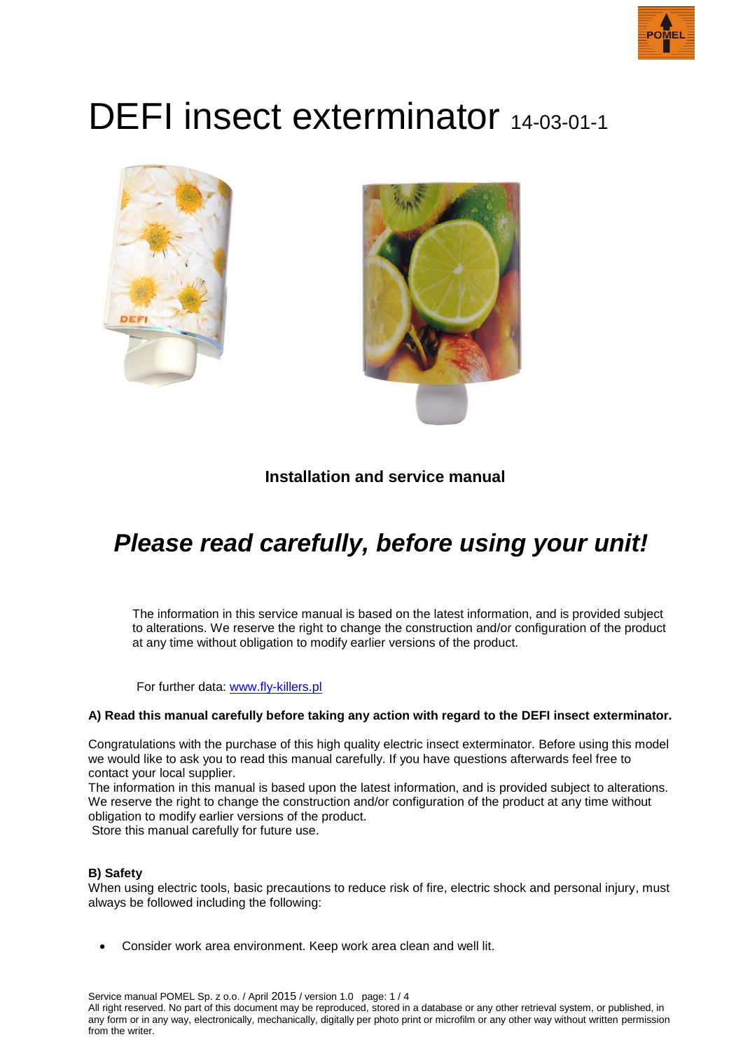# DEFI insect exterminator 14-03-01-1

**Installation and service manual**

## *Please read carefully, before using your unit!*

The information in this service manual is based on the latest information, and is provided subject to alterations. We reserve the right to change the construction and/or configuration of the product at any time without obligation to modify earlier versions of the product.

For further data: [www.fly-killers.pl](www.fly-killers.pl)

**A) Read this manual carefully before taking any action with regard to the DEFI insect exterminator.**

Congratulations with the purchase of this high quality electric insect exterminator. Before using this model we would like to ask you to read this manual carefully. If you have questions afterwards feel free to contact your local supplier.
The information in this manual is based upon the latest information, and is provided subject to alterations. We reserve the right to change the construction and/or configuration of the product at any time without obligation to modify earlier versions of the product.
Store this manual carefully for future use.

**B) Safety**
When using electric tools, basic precautions to reduce risk of fire, electric shock and personal injury, must always be followed including the following:

- Consider work area environment. Keep work area clean and well lit.

Service manual POMEL Sp. z o.o. / April 2015 / version 1.0
All right reserved. No part of this document may be reproduced, stored in a database or any other retrieval system, or published, in any form or in any way, electronically, mechanically, digitally per photo print or microfilm or any other way without written permission from the writer.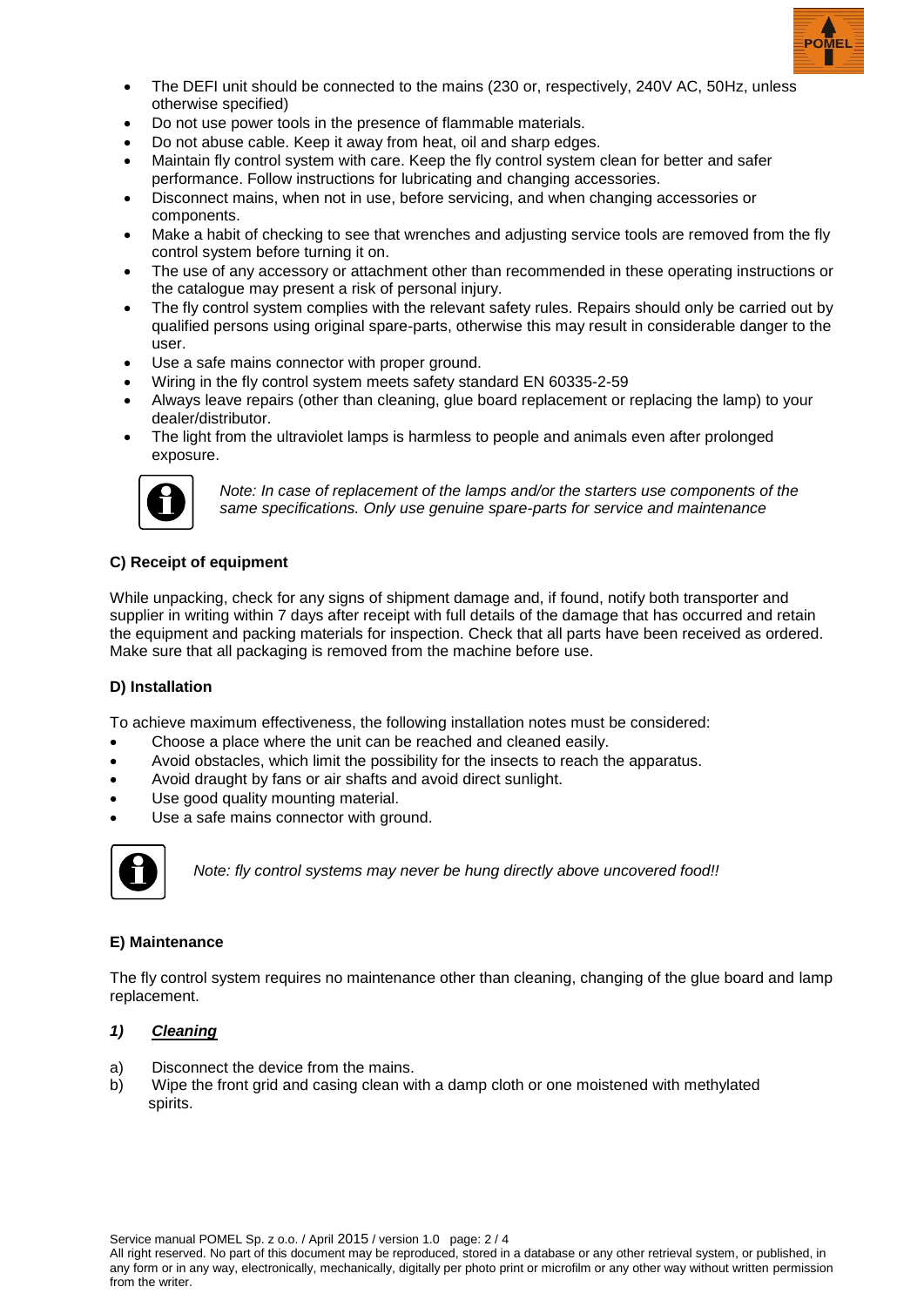- The DEFI unit should be connected to the mains (230 or, respectively, 240V AC, 50Hz, unless otherwise specified)
- Do not use power tools in the presence of flammable materials.
- Do not abuse cable. Keep it away from heat, oil and sharp edges.
- Maintain fly control system with care. Keep the fly control system clean for better and safer performance. Follow instructions for lubricating and changing accessories.
- Disconnect mains, when not in use, before servicing, and when changing accessories or components.
- Make a habit of checking to see that wrenches and adjusting service tools are removed from the fly control system before turning it on.
- The use of any accessory or attachment other than recommended in these operating instructions or the catalogue may present a risk of personal injury.
- The fly control system complies with the relevant safety rules. Repairs should only be carried out by qualified persons using original spare-parts, otherwise this may result in considerable danger to the user.
- Use a safe mains connector with proper ground.
- Wiring in the fly control system meets safety standard EN 60335-2-59
- Always leave repairs (other than cleaning, glue board replacement or replacing the lamp) to your dealer/distributor.
- The light from the ultraviolet lamps is harmless to people and animals even after prolonged exposure.

*Note: In case of replacement of the lamps and/or the starters use components of the same specifications. Only use genuine spare-parts for service and maintenance*

**C) Receipt of equipment**

While unpacking, check for any signs of shipment damage and, if found, notify both transporter and supplier in writing within 7 days after receipt with full details of the damage that has occurred and retain the equipment and packing materials for inspection. Check that all parts have been received as ordered. Make sure that all packaging is removed from the machine before use.

**D) Installation**

To achieve maximum effectiveness, the following installation notes must be considered:

- Choose a place where the unit can be reached and cleaned easily.
- Avoid obstacles, which limit the possibility for the insects to reach the apparatus.
- Avoid draught by fans or air shafts and avoid direct sunlight.
- Use good quality mounting material.
- Use a safe mains connector with ground.

*Note: fly control systems may never be hung directly above uncovered food!!*

**E) Maintenance**

The fly control system requires no maintenance other than cleaning, changing of the glue board and lamp replacement.

***1) <u>Cleaning</u>***

a) Disconnect the device from the mains.
b) Wipe the front grid and casing clean with a damp cloth or one moistened with methylated spirits.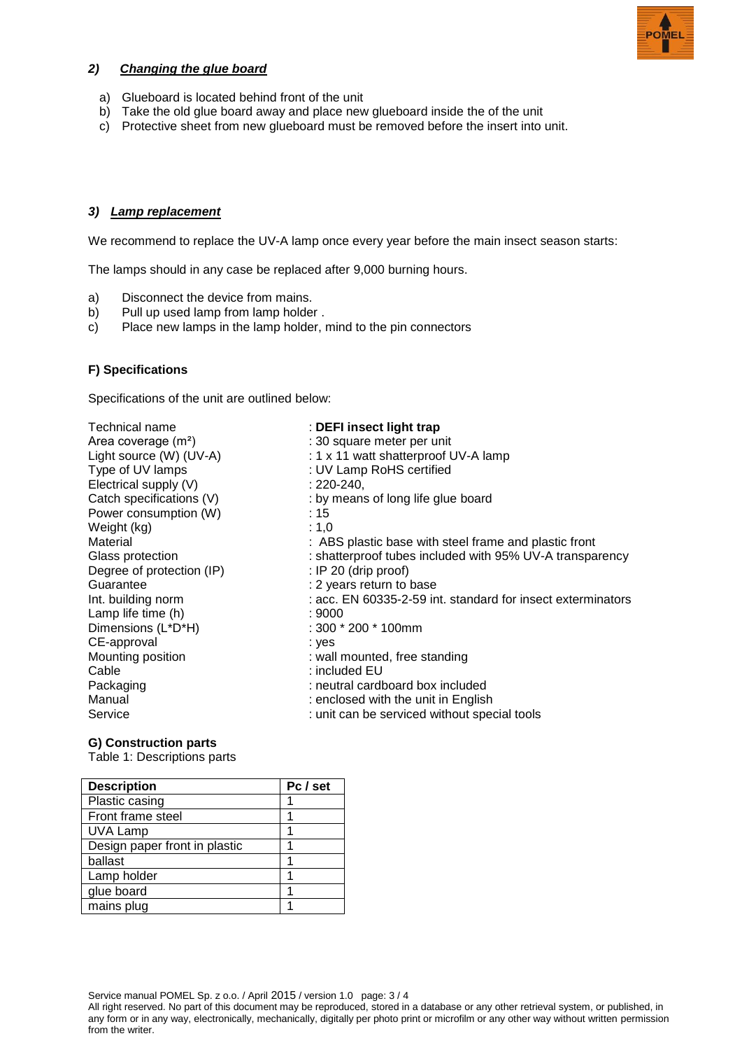### *2) Changing the glue board*

a) Glueboard is located behind front of the unit
b) Take the old glue board away and place new glueboard inside the of the unit
c) Protective sheet from new glueboard must be removed before the insert into unit.

### *3) Lamp replacement*

We recommend to replace the UV-A lamp once every year before the main insect season starts:

The lamps should in any case be replaced after 9,000 burning hours.

a) Disconnect the device from mains.
b) Pull up used lamp from lamp holder .
c) Place new lamps in the lamp holder, mind to the pin connectors

### F) Specifications

Specifications of the unit are outlined below:

| | |
|---|---|
| Technical name | : **DEFI insect light trap** |
| Area coverage (m²) | : 30 square meter per unit |
| Light source (W) (UV-A) | : 1 x 11 watt shatterproof UV-A lamp |
| Type of UV lamps | : UV Lamp RoHS certified |
| Electrical supply (V) | : 220-240, |
| Catch specifications (V) | : by means of long life glue board |
| Power consumption (W) | : 15 |
| Weight (kg) | : 1,0 |
| Material | : ABS plastic base with steel frame and plastic front |
| Glass protection | : shatterproof tubes included with 95% UV-A transparency |
| Degree of protection (IP) | : IP 20 (drip proof) |
| Guarantee | : 2 years return to base |
| Int. building norm | : acc. EN 60335-2-59 int. standard for insect exterminators |
| Lamp life time (h) | : 9000 |
| Dimensions (L*D*H) | : 300 * 200 * 100mm |
| CE-approval | : yes |
| Mounting position | : wall mounted, free standing |
| Cable | : included EU |
| Packaging | : neutral cardboard box included |
| Manual | : enclosed with the unit in English |
| Service | : unit can be serviced without special tools |

### G) Construction parts

Table 1: Descriptions parts

| Description | Pc / set |
|---|---|
| Plastic casing | 1 |
| Front frame steel | 1 |
| UVA Lamp | 1 |
| Design paper front in plastic | 1 |
| ballast | 1 |
| Lamp holder | 1 |
| glue board | 1 |
| mains plug | 1 |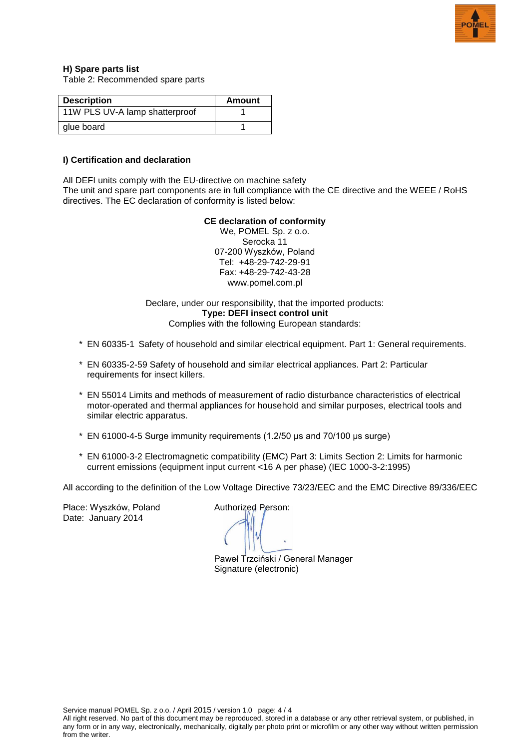### H) Spare parts list

Table 2: Recommended spare parts

| Description | Amount |
|---|---|
| 11W PLS UV-A lamp shatterproof | 1 |
| glue board | 1 |

### I) Certification and declaration

All DEFI units comply with the EU-directive on machine safety
The unit and spare part components are in full compliance with the CE directive and the WEEE / RoHS directives. The EC declaration of conformity is listed below:

**CE declaration of conformity**
We, POMEL Sp. z o.o.
Serocka 11
07-200 Wyszków, Poland
Tel: +48-29-742-29-91
Fax: +48-29-742-43-28
www.pomel.com.pl

Declare, under our responsibility, that the imported products:
**Type: DEFI insect control unit**
Complies with the following European standards:

* EN 60335-1 Safety of household and similar electrical equipment. Part 1: General requirements.
* EN 60335-2-59 Safety of household and similar electrical appliances. Part 2: Particular requirements for insect killers.
* EN 55014 Limits and methods of measurement of radio disturbance characteristics of electrical motor-operated and thermal appliances for household and similar purposes, electrical tools and similar electric apparatus.
* EN 61000-4-5 Surge immunity requirements (1.2/50 µs and 70/100 µs surge)
* EN 61000-3-2 Electromagnetic compatibility (EMC) Part 3: Limits Section 2: Limits for harmonic current emissions (equipment input current <16 A per phase) (IEC 1000-3-2:1995)

All according to the definition of the Low Voltage Directive 73/23/EEC and the EMC Directive 89/336/EEC

Place: Wyszków, Poland
Date: January 2014

Authorized Person:

Paweł Trzciński / General Manager
Signature (electronic)

Service manual POMEL Sp. z o.o. / April 2015 / version 1.0

All right reserved. No part of this document may be reproduced, stored in a database or any other retrieval system, or published, in any form or in any way, electronically, mechanically, digitally per photo print or microfilm or any other way without written permission from the writer.